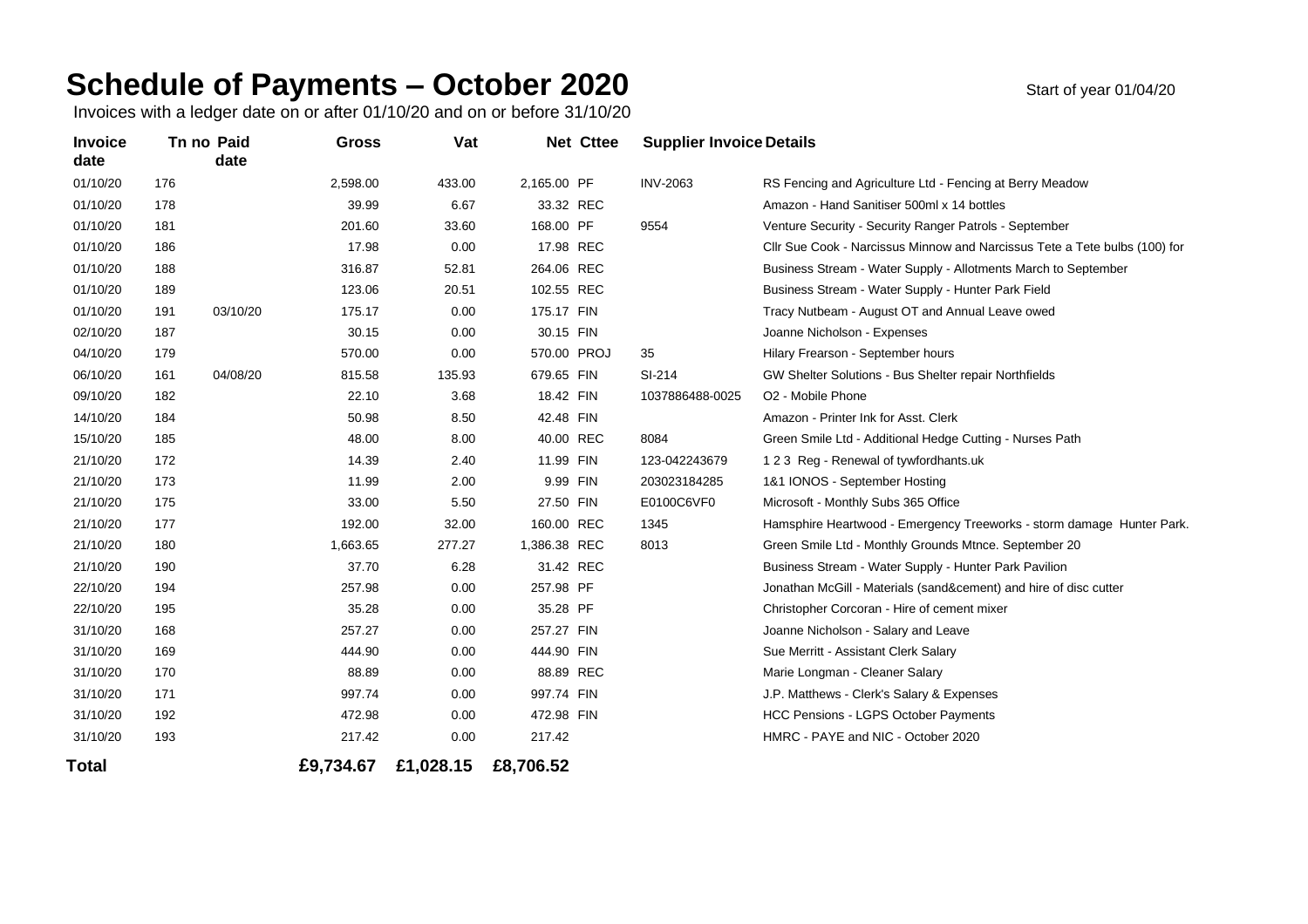# Schedule of Payments – October 2020

Start of year 01/04/20

Invoices with a ledger date on or after 01/10/20 and on or before 31/10/20

| Invoice date | Tn no | Paid date | Gross | Vat | Net | Cttee | Supplier Invoice | Details |
|---|---|---|---|---|---|---|---|---|
| 01/10/20 | 176 | | 2,598.00 | 433.00 | 2,165.00 | PF | INV-2063 | RS Fencing and Agriculture Ltd - Fencing at Berry Meadow |
| 01/10/20 | 178 | | 39.99 | 6.67 | 33.32 | REC | | Amazon - Hand Sanitiser 500ml x 14 bottles |
| 01/10/20 | 181 | | 201.60 | 33.60 | 168.00 | PF | 9554 | Venture Security - Security Ranger Patrols - September |
| 01/10/20 | 186 | | 17.98 | 0.00 | 17.98 | REC | | Cllr Sue Cook - Narcissus Minnow and Narcissus Tete a Tete bulbs (100) for |
| 01/10/20 | 188 | | 316.87 | 52.81 | 264.06 | REC | | Business Stream - Water Supply - Allotments March to September |
| 01/10/20 | 189 | | 123.06 | 20.51 | 102.55 | REC | | Business Stream - Water Supply - Hunter Park Field |
| 01/10/20 | 191 | 03/10/20 | 175.17 | 0.00 | 175.17 | FIN | | Tracy Nutbeam - August OT and Annual Leave owed |
| 02/10/20 | 187 | | 30.15 | 0.00 | 30.15 | FIN | | Joanne Nicholson - Expenses |
| 04/10/20 | 179 | | 570.00 | 0.00 | 570.00 | PROJ | 35 | Hilary Frearson - September hours |
| 06/10/20 | 161 | 04/08/20 | 815.58 | 135.93 | 679.65 | FIN | SI-214 | GW Shelter Solutions - Bus Shelter repair Northfields |
| 09/10/20 | 182 | | 22.10 | 3.68 | 18.42 | FIN | 1037886488-0025 | O2 - Mobile Phone |
| 14/10/20 | 184 | | 50.98 | 8.50 | 42.48 | FIN | | Amazon - Printer Ink for Asst. Clerk |
| 15/10/20 | 185 | | 48.00 | 8.00 | 40.00 | REC | 8084 | Green Smile Ltd - Additional Hedge Cutting - Nurses Path |
| 21/10/20 | 172 | | 14.39 | 2.40 | 11.99 | FIN | 123-042243679 | 1 2 3 Reg - Renewal of tywfordhants.uk |
| 21/10/20 | 173 | | 11.99 | 2.00 | 9.99 | FIN | 203023184285 | 1&1 IONOS - September Hosting |
| 21/10/20 | 175 | | 33.00 | 5.50 | 27.50 | FIN | E0100C6VF0 | Microsoft - Monthly Subs 365 Office |
| 21/10/20 | 177 | | 192.00 | 32.00 | 160.00 | REC | 1345 | Hamsphire Heartwood - Emergency Treeworks - storm damage Hunter Park. |
| 21/10/20 | 180 | | 1,663.65 | 277.27 | 1,386.38 | REC | 8013 | Green Smile Ltd - Monthly Grounds Mtnce. September 20 |
| 21/10/20 | 190 | | 37.70 | 6.28 | 31.42 | REC | | Business Stream - Water Supply - Hunter Park Pavilion |
| 22/10/20 | 194 | | 257.98 | 0.00 | 257.98 | PF | | Jonathan McGill - Materials (sand&cement) and hire of disc cutter |
| 22/10/20 | 195 | | 35.28 | 0.00 | 35.28 | PF | | Christopher Corcoran - Hire of cement mixer |
| 31/10/20 | 168 | | 257.27 | 0.00 | 257.27 | FIN | | Joanne Nicholson - Salary and Leave |
| 31/10/20 | 169 | | 444.90 | 0.00 | 444.90 | FIN | | Sue Merritt - Assistant Clerk Salary |
| 31/10/20 | 170 | | 88.89 | 0.00 | 88.89 | REC | | Marie Longman - Cleaner Salary |
| 31/10/20 | 171 | | 997.74 | 0.00 | 997.74 | FIN | | J.P. Matthews - Clerk's Salary & Expenses |
| 31/10/20 | 192 | | 472.98 | 0.00 | 472.98 | FIN | | HCC Pensions - LGPS October Payments |
| 31/10/20 | 193 | | 217.42 | 0.00 | 217.42 | | | HMRC - PAYE and NIC - October 2020 |
| **Total** | | | **£9,734.67** | **£1,028.15** | **£8,706.52** | | | |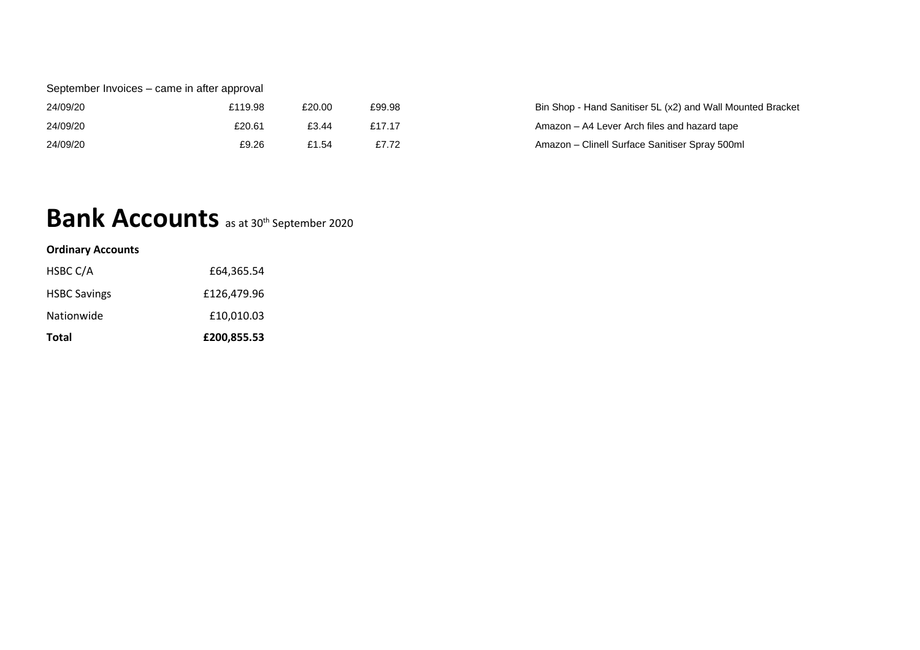September Invoices – came in after approval

| | | | | |
|---|---|---|---|---|
| 24/09/20 | £119.98 | £20.00 | £99.98 | Bin Shop - Hand Sanitiser 5L (x2) and Wall Mounted Bracket |
| 24/09/20 | £20.61 | £3.44 | £17.17 | Amazon – A4 Lever Arch files and hazard tape |
| 24/09/20 | £9.26 | £1.54 | £7.72 | Amazon – Clinell Surface Sanitiser Spray 500ml |

# Bank Accounts as at 30th September 2020

| **Ordinary Accounts** | |
|---|---|
| HSBC C/A | £64,365.54 |
| HSBC Savings | £126,479.96 |
| Nationwide | £10,010.03 |
| **Total** | **£200,855.53** |